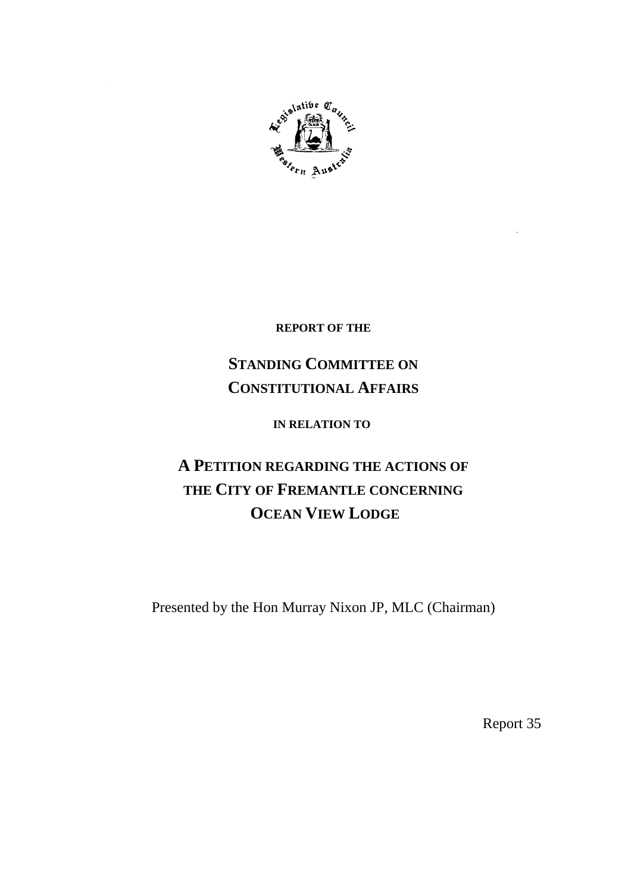**REPORT OF THE**

# STANDING COMMITTEE ON CONSTITUTIONAL AFFAIRS

**IN RELATION TO**

# A PETITION REGARDING THE ACTIONS OF THE CITY OF FREMANTLE CONCERNING OCEAN VIEW LODGE

Presented by the Hon Murray Nixon JP, MLC (Chairman)

Report 35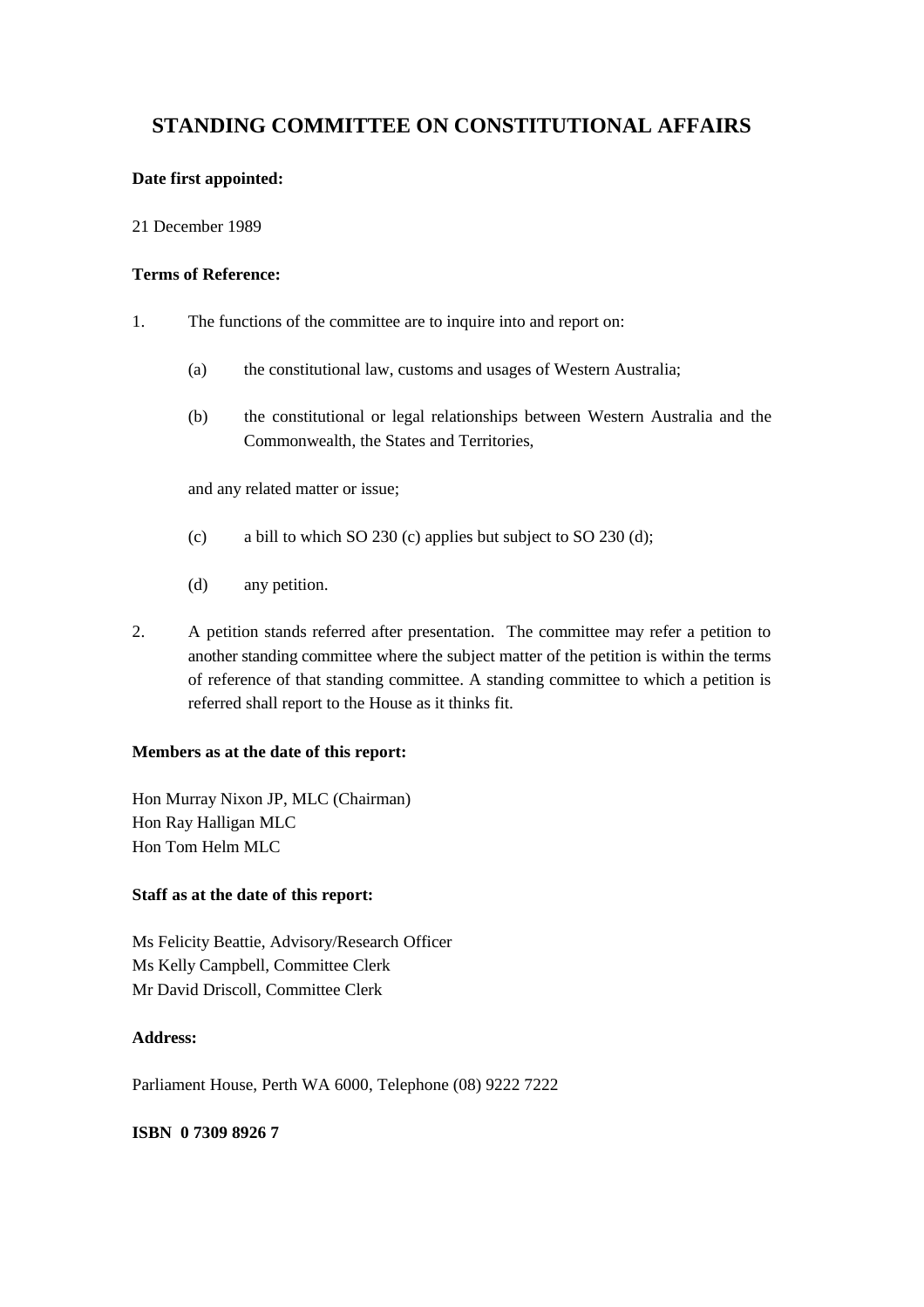# STANDING COMMITTEE ON CONSTITUTIONAL AFFAIRS

**Date first appointed:**

21 December 1989

**Terms of Reference:**

1. The functions of the committee are to inquire into and report on:

   (a) the constitutional law, customs and usages of Western Australia;

   (b) the constitutional or legal relationships between Western Australia and the Commonwealth, the States and Territories,

   and any related matter or issue;

   (c) a bill to which SO 230 (c) applies but subject to SO 230 (d);

   (d) any petition.

2. A petition stands referred after presentation. The committee may refer a petition to another standing committee where the subject matter of the petition is within the terms of reference of that standing committee. A standing committee to which a petition is referred shall report to the House as it thinks fit.

**Members as at the date of this report:**

Hon Murray Nixon JP, MLC (Chairman)
Hon Ray Halligan MLC
Hon Tom Helm MLC

**Staff as at the date of this report:**

Ms Felicity Beattie, Advisory/Research Officer
Ms Kelly Campbell, Committee Clerk
Mr David Driscoll, Committee Clerk

**Address:**

Parliament House, Perth WA 6000, Telephone (08) 9222 7222

**ISBN 0 7309 8926 7**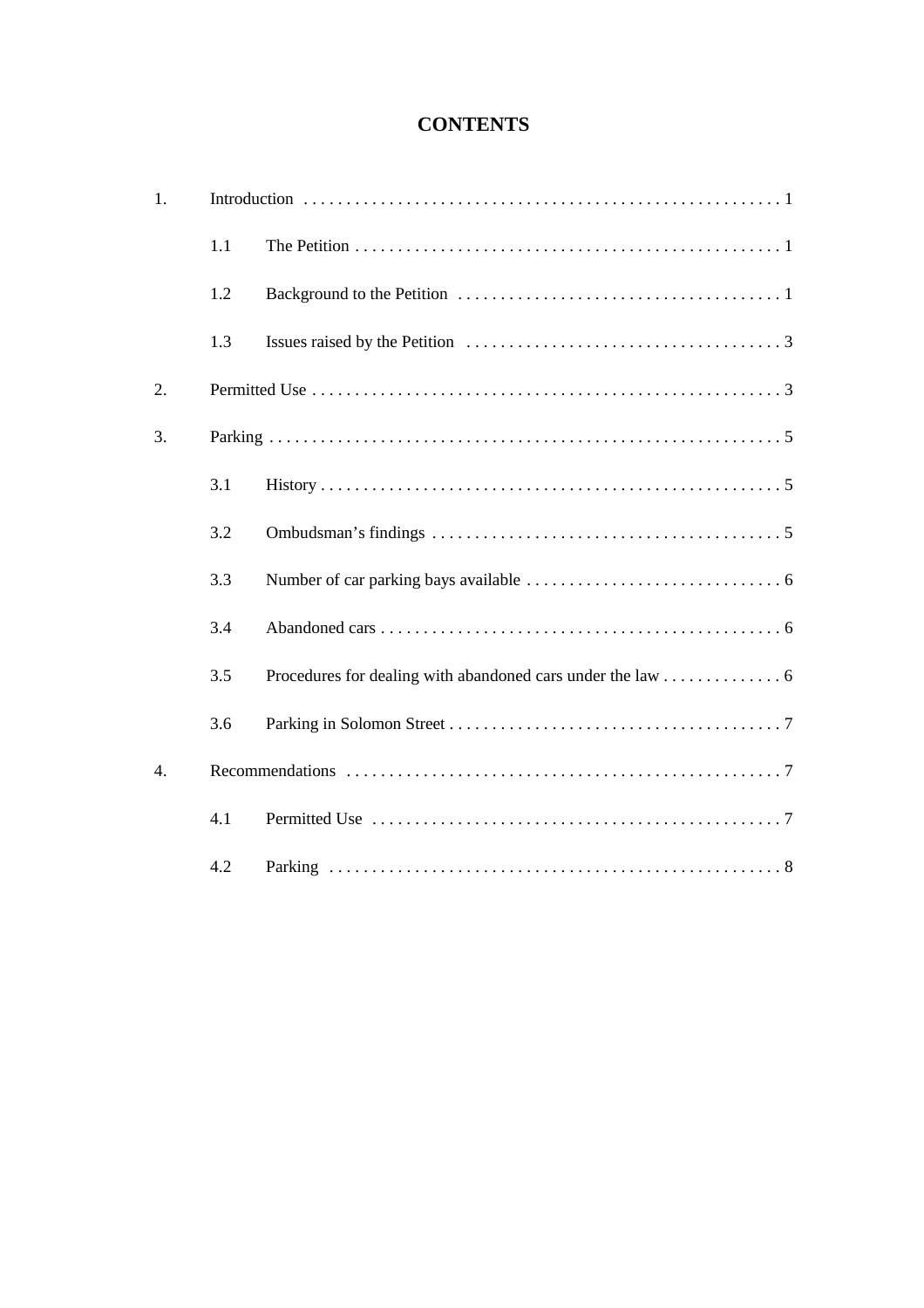# CONTENTS

1. Introduction . . . . . . . . . . . . . . . . . . . . . . . . . . . . . . . . . . . . . . . . . . . . . . . . . . . . . . . . 1
   - 1.1 The Petition . . . . . . . . . . . . . . . . . . . . . . . . . . . . . . . . . . . . . . . . . . . . . . . . . . 1
   - 1.2 Background to the Petition . . . . . . . . . . . . . . . . . . . . . . . . . . . . . . . . . . . . . . 1
   - 1.3 Issues raised by the Petition . . . . . . . . . . . . . . . . . . . . . . . . . . . . . . . . . . . . . 3
2. Permitted Use . . . . . . . . . . . . . . . . . . . . . . . . . . . . . . . . . . . . . . . . . . . . . . . . . . . . . . . 3
3. Parking . . . . . . . . . . . . . . . . . . . . . . . . . . . . . . . . . . . . . . . . . . . . . . . . . . . . . . . . . . . . 5
   - 3.1 History . . . . . . . . . . . . . . . . . . . . . . . . . . . . . . . . . . . . . . . . . . . . . . . . . . . . . . 5
   - 3.2 Ombudsman's findings . . . . . . . . . . . . . . . . . . . . . . . . . . . . . . . . . . . . . . . . . 5
   - 3.3 Number of car parking bays available . . . . . . . . . . . . . . . . . . . . . . . . . . . . . . 6
   - 3.4 Abandoned cars . . . . . . . . . . . . . . . . . . . . . . . . . . . . . . . . . . . . . . . . . . . . . . . 6
   - 3.5 Procedures for dealing with abandoned cars under the law . . . . . . . . . . . . . . 6
   - 3.6 Parking in Solomon Street . . . . . . . . . . . . . . . . . . . . . . . . . . . . . . . . . . . . . . . 7
4. Recommendations . . . . . . . . . . . . . . . . . . . . . . . . . . . . . . . . . . . . . . . . . . . . . . . . . . . 7
   - 4.1 Permitted Use . . . . . . . . . . . . . . . . . . . . . . . . . . . . . . . . . . . . . . . . . . . . . . . . 7
   - 4.2 Parking . . . . . . . . . . . . . . . . . . . . . . . . . . . . . . . . . . . . . . . . . . . . . . . . . . . . . 8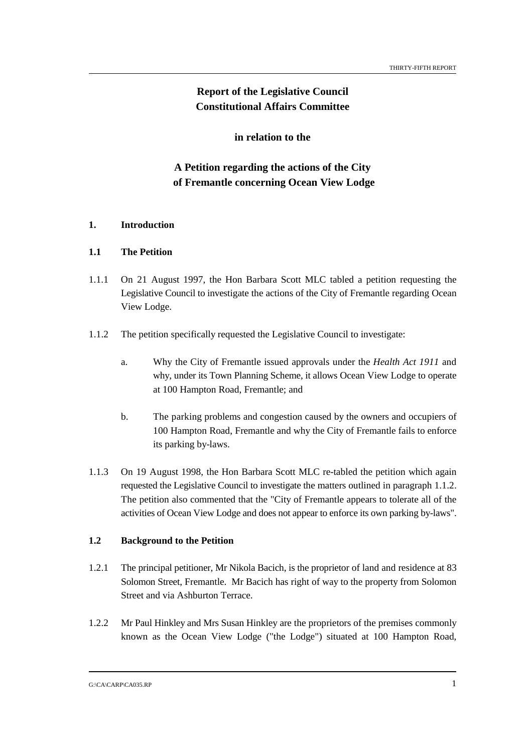# Report of the Legislative Council Constitutional Affairs Committee

## in relation to the

## A Petition regarding the actions of the City of Fremantle concerning Ocean View Lodge

### 1. Introduction

### 1.1 The Petition

1.1.1 On 21 August 1997, the Hon Barbara Scott MLC tabled a petition requesting the Legislative Council to investigate the actions of the City of Fremantle regarding Ocean View Lodge.

1.1.2 The petition specifically requested the Legislative Council to investigate:

a. Why the City of Fremantle issued approvals under the *Health Act 1911* and why, under its Town Planning Scheme, it allows Ocean View Lodge to operate at 100 Hampton Road, Fremantle; and

b. The parking problems and congestion caused by the owners and occupiers of 100 Hampton Road, Fremantle and why the City of Fremantle fails to enforce its parking by-laws.

1.1.3 On 19 August 1998, the Hon Barbara Scott MLC re-tabled the petition which again requested the Legislative Council to investigate the matters outlined in paragraph 1.1.2. The petition also commented that the "City of Fremantle appears to tolerate all of the activities of Ocean View Lodge and does not appear to enforce its own parking by-laws".

### 1.2 Background to the Petition

1.2.1 The principal petitioner, Mr Nikola Bacich, is the proprietor of land and residence at 83 Solomon Street, Fremantle. Mr Bacich has right of way to the property from Solomon Street and via Ashburton Terrace.

1.2.2 Mr Paul Hinkley and Mrs Susan Hinkley are the proprietors of the premises commonly known as the Ocean View Lodge ("the Lodge") situated at 100 Hampton Road,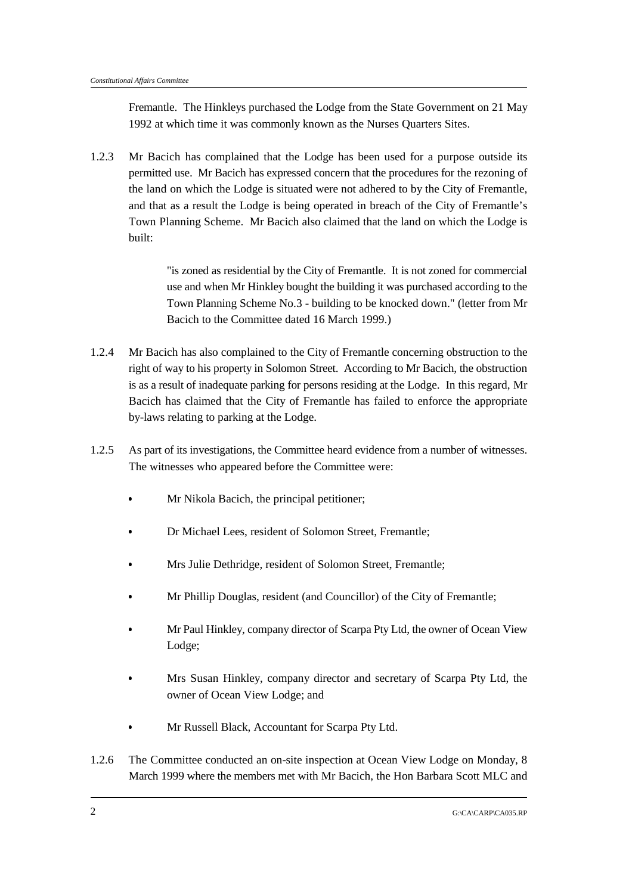Fremantle. The Hinkleys purchased the Lodge from the State Government on 21 May 1992 at which time it was commonly known as the Nurses Quarters Sites.

1.2.3 Mr Bacich has complained that the Lodge has been used for a purpose outside its permitted use. Mr Bacich has expressed concern that the procedures for the rezoning of the land on which the Lodge is situated were not adhered to by the City of Fremantle, and that as a result the Lodge is being operated in breach of the City of Fremantle's Town Planning Scheme. Mr Bacich also claimed that the land on which the Lodge is built:

> "is zoned as residential by the City of Fremantle. It is not zoned for commercial use and when Mr Hinkley bought the building it was purchased according to the Town Planning Scheme No.3 - building to be knocked down." (letter from Mr Bacich to the Committee dated 16 March 1999.)

1.2.4 Mr Bacich has also complained to the City of Fremantle concerning obstruction to the right of way to his property in Solomon Street. According to Mr Bacich, the obstruction is as a result of inadequate parking for persons residing at the Lodge. In this regard, Mr Bacich has claimed that the City of Fremantle has failed to enforce the appropriate by-laws relating to parking at the Lodge.

1.2.5 As part of its investigations, the Committee heard evidence from a number of witnesses. The witnesses who appeared before the Committee were:

- Mr Nikola Bacich, the principal petitioner;
- Dr Michael Lees, resident of Solomon Street, Fremantle;
- Mrs Julie Dethridge, resident of Solomon Street, Fremantle;
- Mr Phillip Douglas, resident (and Councillor) of the City of Fremantle;
- Mr Paul Hinkley, company director of Scarpa Pty Ltd, the owner of Ocean View Lodge;
- Mrs Susan Hinkley, company director and secretary of Scarpa Pty Ltd, the owner of Ocean View Lodge; and
- Mr Russell Black, Accountant for Scarpa Pty Ltd.

1.2.6 The Committee conducted an on-site inspection at Ocean View Lodge on Monday, 8 March 1999 where the members met with Mr Bacich, the Hon Barbara Scott MLC and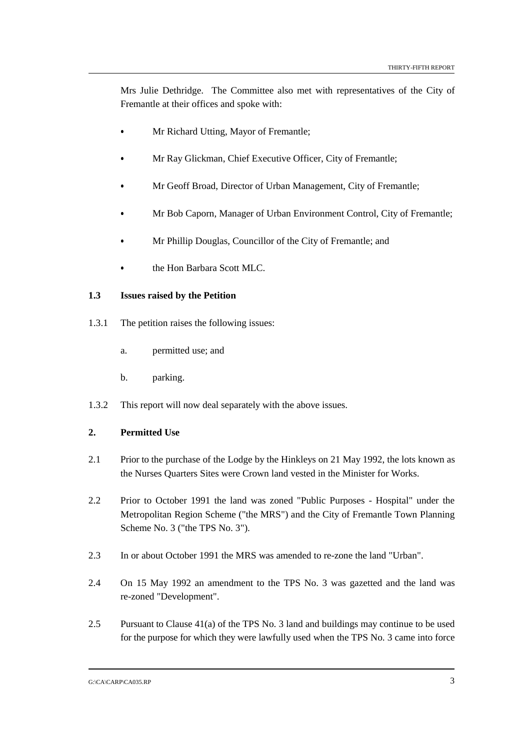Mrs Julie Dethridge. The Committee also met with representatives of the City of Fremantle at their offices and spoke with:

- Mr Richard Utting, Mayor of Fremantle;
- Mr Ray Glickman, Chief Executive Officer, City of Fremantle;
- Mr Geoff Broad, Director of Urban Management, City of Fremantle;
- Mr Bob Caporn, Manager of Urban Environment Control, City of Fremantle;
- Mr Phillip Douglas, Councillor of the City of Fremantle; and
- the Hon Barbara Scott MLC.

### 1.3 Issues raised by the Petition

1.3.1 The petition raises the following issues:

a. permitted use; and

b. parking.

1.3.2 This report will now deal separately with the above issues.

## 2. Permitted Use

2.1 Prior to the purchase of the Lodge by the Hinkleys on 21 May 1992, the lots known as the Nurses Quarters Sites were Crown land vested in the Minister for Works.

2.2 Prior to October 1991 the land was zoned "Public Purposes - Hospital" under the Metropolitan Region Scheme ("the MRS") and the City of Fremantle Town Planning Scheme No. 3 ("the TPS No. 3").

2.3 In or about October 1991 the MRS was amended to re-zone the land "Urban".

2.4 On 15 May 1992 an amendment to the TPS No. 3 was gazetted and the land was re-zoned "Development".

2.5 Pursuant to Clause 41(a) of the TPS No. 3 land and buildings may continue to be used for the purpose for which they were lawfully used when the TPS No. 3 came into force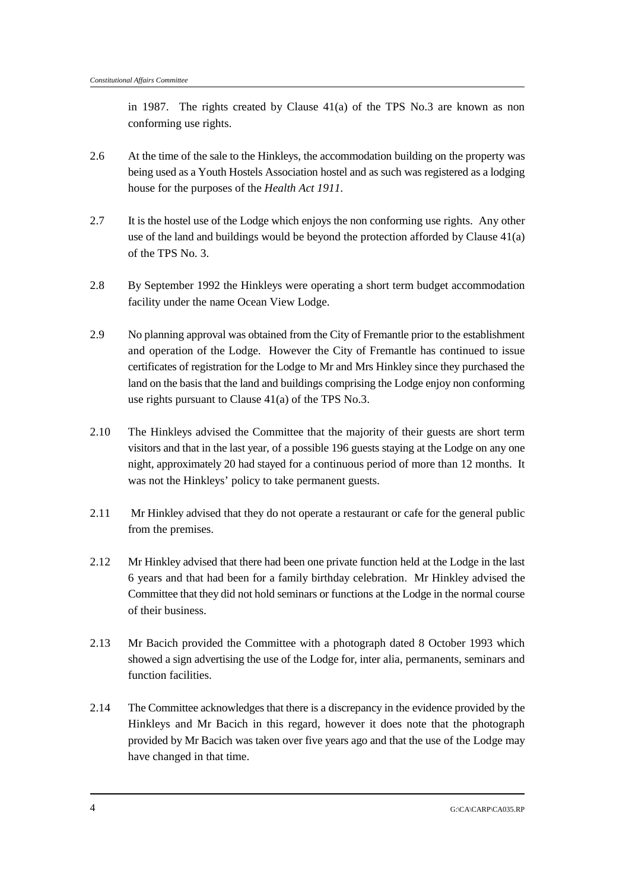in 1987. The rights created by Clause 41(a) of the TPS No.3 are known as non conforming use rights.

2.6 At the time of the sale to the Hinkleys, the accommodation building on the property was being used as a Youth Hostels Association hostel and as such was registered as a lodging house for the purposes of the *Health Act 1911*.

2.7 It is the hostel use of the Lodge which enjoys the non conforming use rights. Any other use of the land and buildings would be beyond the protection afforded by Clause 41(a) of the TPS No. 3.

2.8 By September 1992 the Hinkleys were operating a short term budget accommodation facility under the name Ocean View Lodge.

2.9 No planning approval was obtained from the City of Fremantle prior to the establishment and operation of the Lodge. However the City of Fremantle has continued to issue certificates of registration for the Lodge to Mr and Mrs Hinkley since they purchased the land on the basis that the land and buildings comprising the Lodge enjoy non conforming use rights pursuant to Clause 41(a) of the TPS No.3.

2.10 The Hinkleys advised the Committee that the majority of their guests are short term visitors and that in the last year, of a possible 196 guests staying at the Lodge on any one night, approximately 20 had stayed for a continuous period of more than 12 months. It was not the Hinkleys' policy to take permanent guests.

2.11 Mr Hinkley advised that they do not operate a restaurant or cafe for the general public from the premises.

2.12 Mr Hinkley advised that there had been one private function held at the Lodge in the last 6 years and that had been for a family birthday celebration. Mr Hinkley advised the Committee that they did not hold seminars or functions at the Lodge in the normal course of their business.

2.13 Mr Bacich provided the Committee with a photograph dated 8 October 1993 which showed a sign advertising the use of the Lodge for, inter alia, permanents, seminars and function facilities.

2.14 The Committee acknowledges that there is a discrepancy in the evidence provided by the Hinkleys and Mr Bacich in this regard, however it does note that the photograph provided by Mr Bacich was taken over five years ago and that the use of the Lodge may have changed in that time.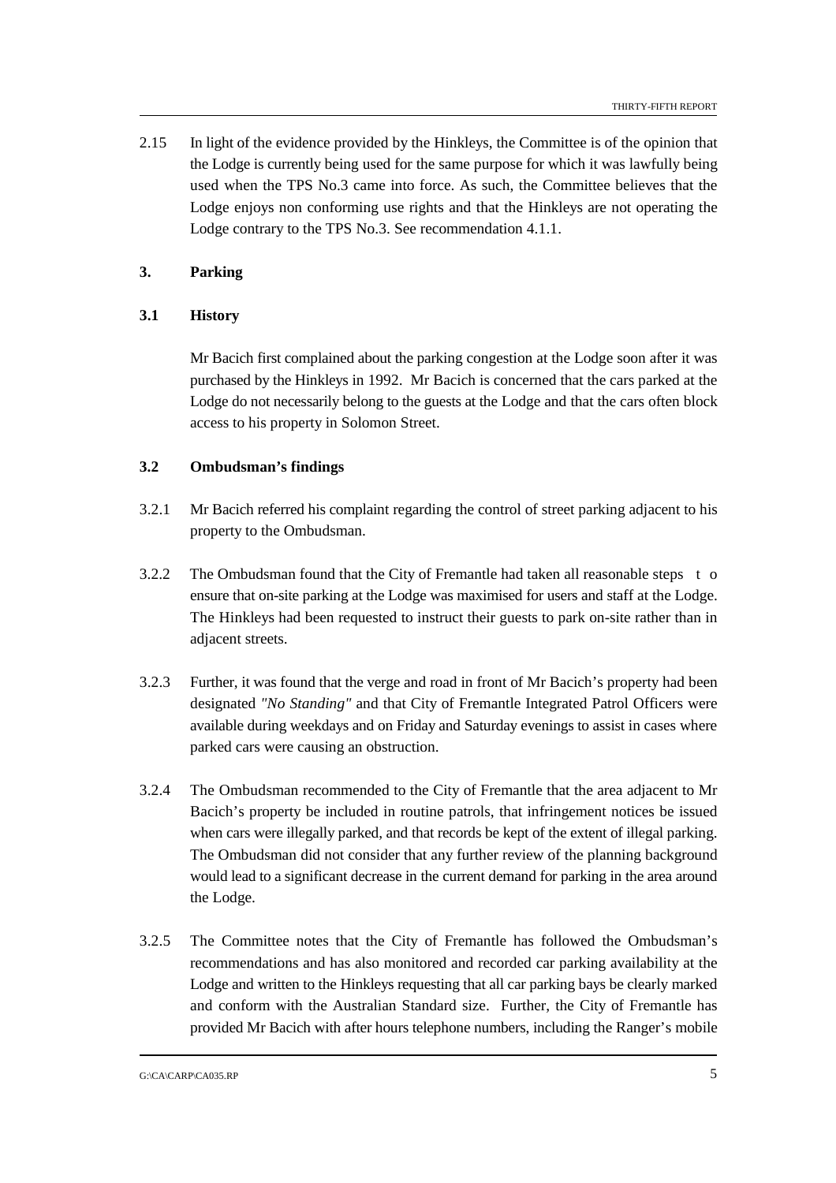2.15 In light of the evidence provided by the Hinkleys, the Committee is of the opinion that the Lodge is currently being used for the same purpose for which it was lawfully being used when the TPS No.3 came into force. As such, the Committee believes that the Lodge enjoys non conforming use rights and that the Hinkleys are not operating the Lodge contrary to the TPS No.3. See recommendation 4.1.1.

## 3. Parking

### 3.1 History

Mr Bacich first complained about the parking congestion at the Lodge soon after it was purchased by the Hinkleys in 1992. Mr Bacich is concerned that the cars parked at the Lodge do not necessarily belong to the guests at the Lodge and that the cars often block access to his property in Solomon Street.

### 3.2 Ombudsman's findings

3.2.1 Mr Bacich referred his complaint regarding the control of street parking adjacent to his property to the Ombudsman.

3.2.2 The Ombudsman found that the City of Fremantle had taken all reasonable steps to ensure that on-site parking at the Lodge was maximised for users and staff at the Lodge. The Hinkleys had been requested to instruct their guests to park on-site rather than in adjacent streets.

3.2.3 Further, it was found that the verge and road in front of Mr Bacich's property had been designated *"No Standing"* and that City of Fremantle Integrated Patrol Officers were available during weekdays and on Friday and Saturday evenings to assist in cases where parked cars were causing an obstruction.

3.2.4 The Ombudsman recommended to the City of Fremantle that the area adjacent to Mr Bacich's property be included in routine patrols, that infringement notices be issued when cars were illegally parked, and that records be kept of the extent of illegal parking. The Ombudsman did not consider that any further review of the planning background would lead to a significant decrease in the current demand for parking in the area around the Lodge.

3.2.5 The Committee notes that the City of Fremantle has followed the Ombudsman's recommendations and has also monitored and recorded car parking availability at the Lodge and written to the Hinkleys requesting that all car parking bays be clearly marked and conform with the Australian Standard size. Further, the City of Fremantle has provided Mr Bacich with after hours telephone numbers, including the Ranger's mobile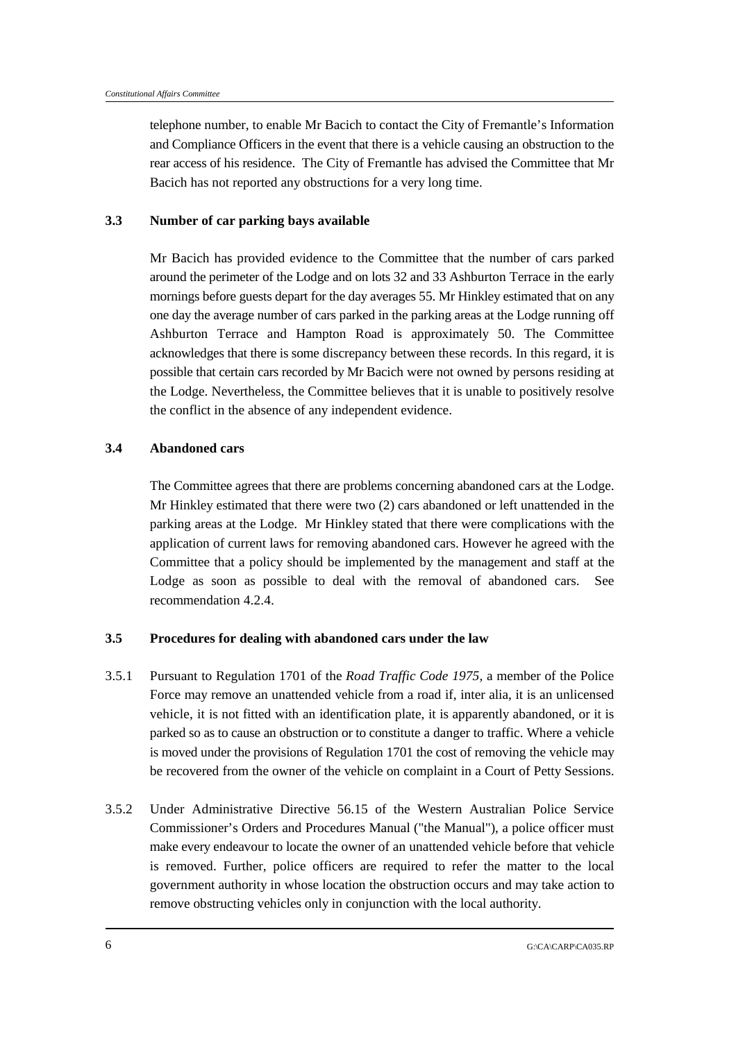telephone number, to enable Mr Bacich to contact the City of Fremantle's Information and Compliance Officers in the event that there is a vehicle causing an obstruction to the rear access of his residence. The City of Fremantle has advised the Committee that Mr Bacich has not reported any obstructions for a very long time.

### 3.3 Number of car parking bays available

Mr Bacich has provided evidence to the Committee that the number of cars parked around the perimeter of the Lodge and on lots 32 and 33 Ashburton Terrace in the early mornings before guests depart for the day averages 55. Mr Hinkley estimated that on any one day the average number of cars parked in the parking areas at the Lodge running off Ashburton Terrace and Hampton Road is approximately 50. The Committee acknowledges that there is some discrepancy between these records. In this regard, it is possible that certain cars recorded by Mr Bacich were not owned by persons residing at the Lodge. Nevertheless, the Committee believes that it is unable to positively resolve the conflict in the absence of any independent evidence.

### 3.4 Abandoned cars

The Committee agrees that there are problems concerning abandoned cars at the Lodge. Mr Hinkley estimated that there were two (2) cars abandoned or left unattended in the parking areas at the Lodge. Mr Hinkley stated that there were complications with the application of current laws for removing abandoned cars. However he agreed with the Committee that a policy should be implemented by the management and staff at the Lodge as soon as possible to deal with the removal of abandoned cars. See recommendation 4.2.4.

### 3.5 Procedures for dealing with abandoned cars under the law

3.5.1 Pursuant to Regulation 1701 of the *Road Traffic Code 1975*, a member of the Police Force may remove an unattended vehicle from a road if, inter alia, it is an unlicensed vehicle, it is not fitted with an identification plate, it is apparently abandoned, or it is parked so as to cause an obstruction or to constitute a danger to traffic. Where a vehicle is moved under the provisions of Regulation 1701 the cost of removing the vehicle may be recovered from the owner of the vehicle on complaint in a Court of Petty Sessions.

3.5.2 Under Administrative Directive 56.15 of the Western Australian Police Service Commissioner's Orders and Procedures Manual ("the Manual"), a police officer must make every endeavour to locate the owner of an unattended vehicle before that vehicle is removed. Further, police officers are required to refer the matter to the local government authority in whose location the obstruction occurs and may take action to remove obstructing vehicles only in conjunction with the local authority.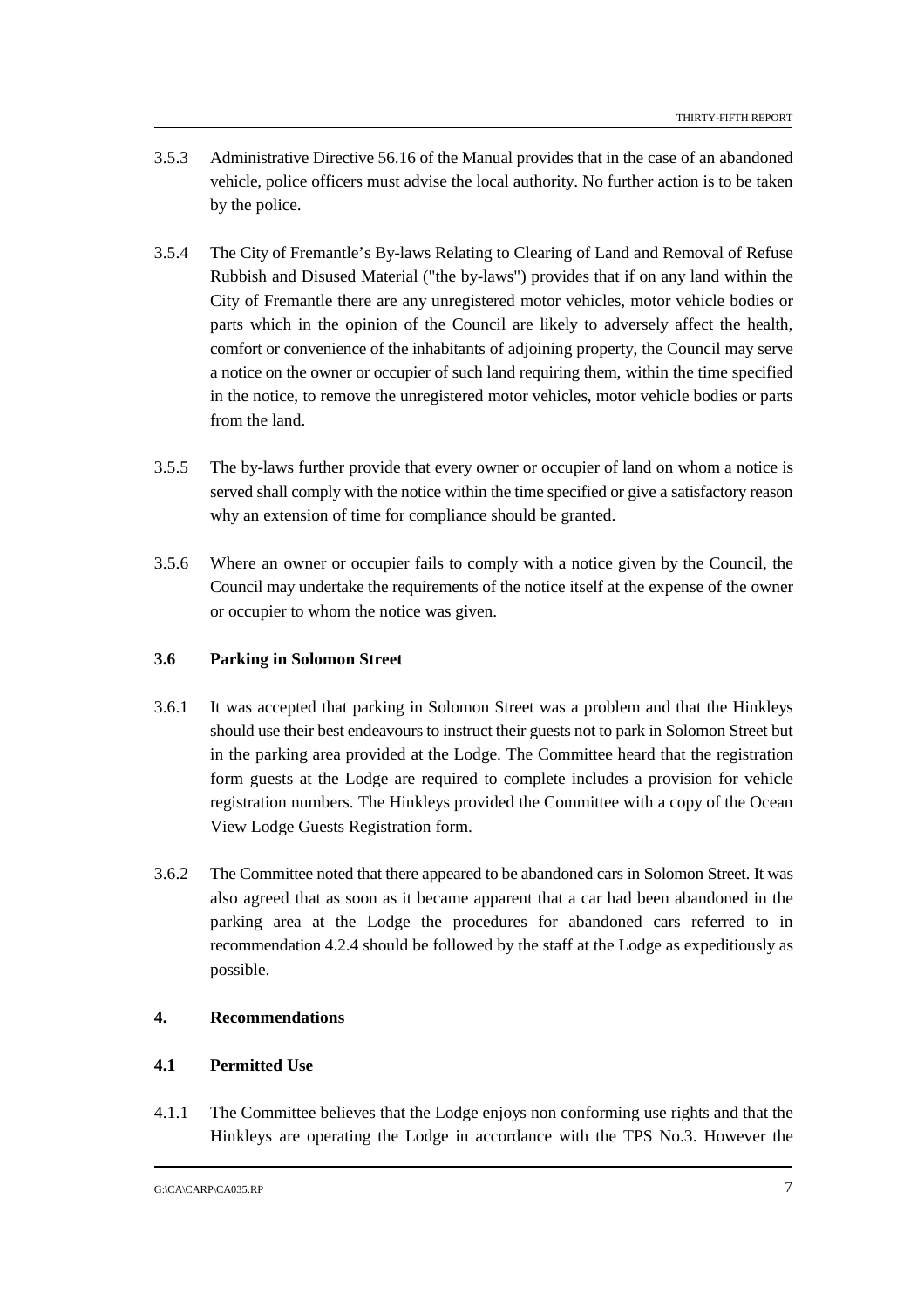3.5.3 Administrative Directive 56.16 of the Manual provides that in the case of an abandoned vehicle, police officers must advise the local authority. No further action is to be taken by the police.

3.5.4 The City of Fremantle's By-laws Relating to Clearing of Land and Removal of Refuse Rubbish and Disused Material ("the by-laws") provides that if on any land within the City of Fremantle there are any unregistered motor vehicles, motor vehicle bodies or parts which in the opinion of the Council are likely to adversely affect the health, comfort or convenience of the inhabitants of adjoining property, the Council may serve a notice on the owner or occupier of such land requiring them, within the time specified in the notice, to remove the unregistered motor vehicles, motor vehicle bodies or parts from the land.

3.5.5 The by-laws further provide that every owner or occupier of land on whom a notice is served shall comply with the notice within the time specified or give a satisfactory reason why an extension of time for compliance should be granted.

3.5.6 Where an owner or occupier fails to comply with a notice given by the Council, the Council may undertake the requirements of the notice itself at the expense of the owner or occupier to whom the notice was given.

### 3.6 Parking in Solomon Street

3.6.1 It was accepted that parking in Solomon Street was a problem and that the Hinkleys should use their best endeavours to instruct their guests not to park in Solomon Street but in the parking area provided at the Lodge. The Committee heard that the registration form guests at the Lodge are required to complete includes a provision for vehicle registration numbers. The Hinkleys provided the Committee with a copy of the Ocean View Lodge Guests Registration form.

3.6.2 The Committee noted that there appeared to be abandoned cars in Solomon Street. It was also agreed that as soon as it became apparent that a car had been abandoned in the parking area at the Lodge the procedures for abandoned cars referred to in recommendation 4.2.4 should be followed by the staff at the Lodge as expeditiously as possible.

## 4. Recommendations

### 4.1 Permitted Use

4.1.1 The Committee believes that the Lodge enjoys non conforming use rights and that the Hinkleys are operating the Lodge in accordance with the TPS No.3. However the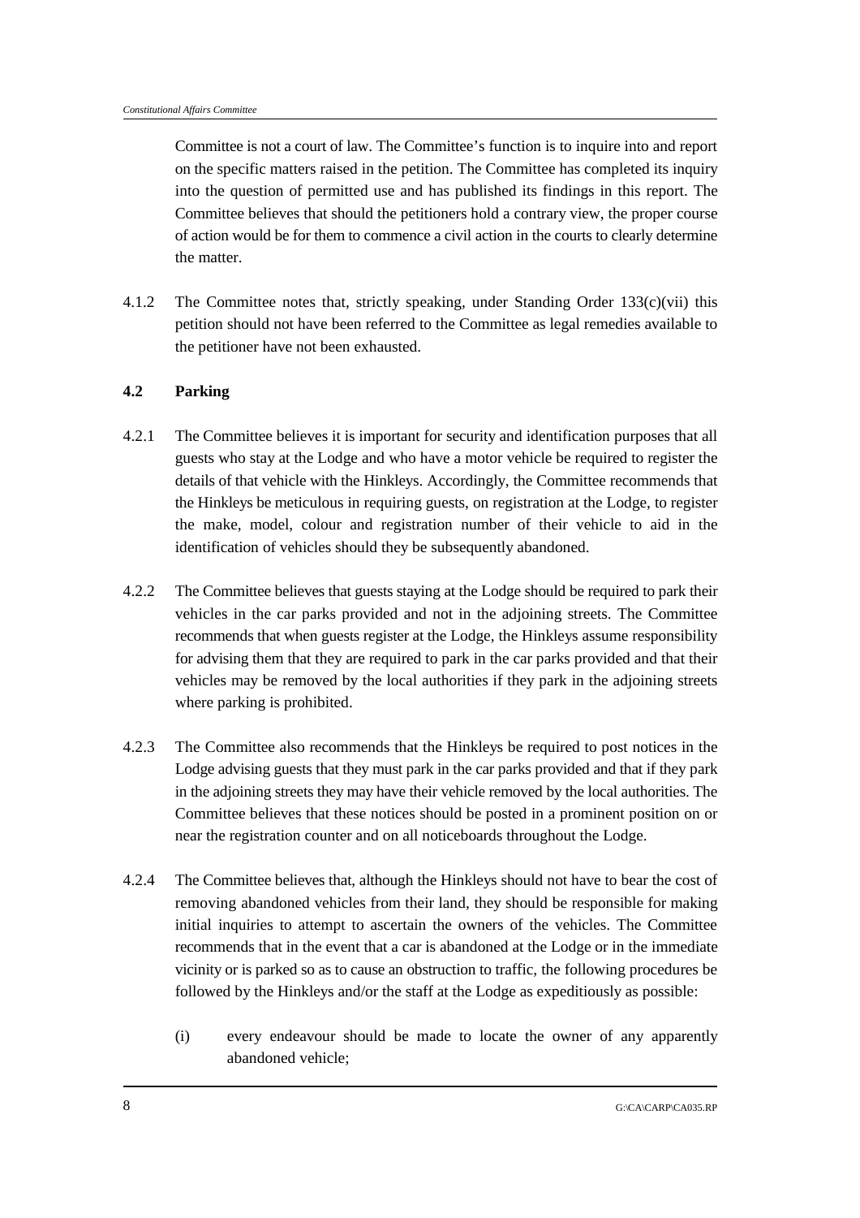Committee is not a court of law. The Committee's function is to inquire into and report on the specific matters raised in the petition. The Committee has completed its inquiry into the question of permitted use and has published its findings in this report. The Committee believes that should the petitioners hold a contrary view, the proper course of action would be for them to commence a civil action in the courts to clearly determine the matter.

4.1.2 The Committee notes that, strictly speaking, under Standing Order 133(c)(vii) this petition should not have been referred to the Committee as legal remedies available to the petitioner have not been exhausted.

### 4.2 Parking

4.2.1 The Committee believes it is important for security and identification purposes that all guests who stay at the Lodge and who have a motor vehicle be required to register the details of that vehicle with the Hinkleys. Accordingly, the Committee recommends that the Hinkleys be meticulous in requiring guests, on registration at the Lodge, to register the make, model, colour and registration number of their vehicle to aid in the identification of vehicles should they be subsequently abandoned.

4.2.2 The Committee believes that guests staying at the Lodge should be required to park their vehicles in the car parks provided and not in the adjoining streets. The Committee recommends that when guests register at the Lodge, the Hinkleys assume responsibility for advising them that they are required to park in the car parks provided and that their vehicles may be removed by the local authorities if they park in the adjoining streets where parking is prohibited.

4.2.3 The Committee also recommends that the Hinkleys be required to post notices in the Lodge advising guests that they must park in the car parks provided and that if they park in the adjoining streets they may have their vehicle removed by the local authorities. The Committee believes that these notices should be posted in a prominent position on or near the registration counter and on all noticeboards throughout the Lodge.

4.2.4 The Committee believes that, although the Hinkleys should not have to bear the cost of removing abandoned vehicles from their land, they should be responsible for making initial inquiries to attempt to ascertain the owners of the vehicles. The Committee recommends that in the event that a car is abandoned at the Lodge or in the immediate vicinity or is parked so as to cause an obstruction to traffic, the following procedures be followed by the Hinkleys and/or the staff at the Lodge as expeditiously as possible:

(i) every endeavour should be made to locate the owner of any apparently abandoned vehicle;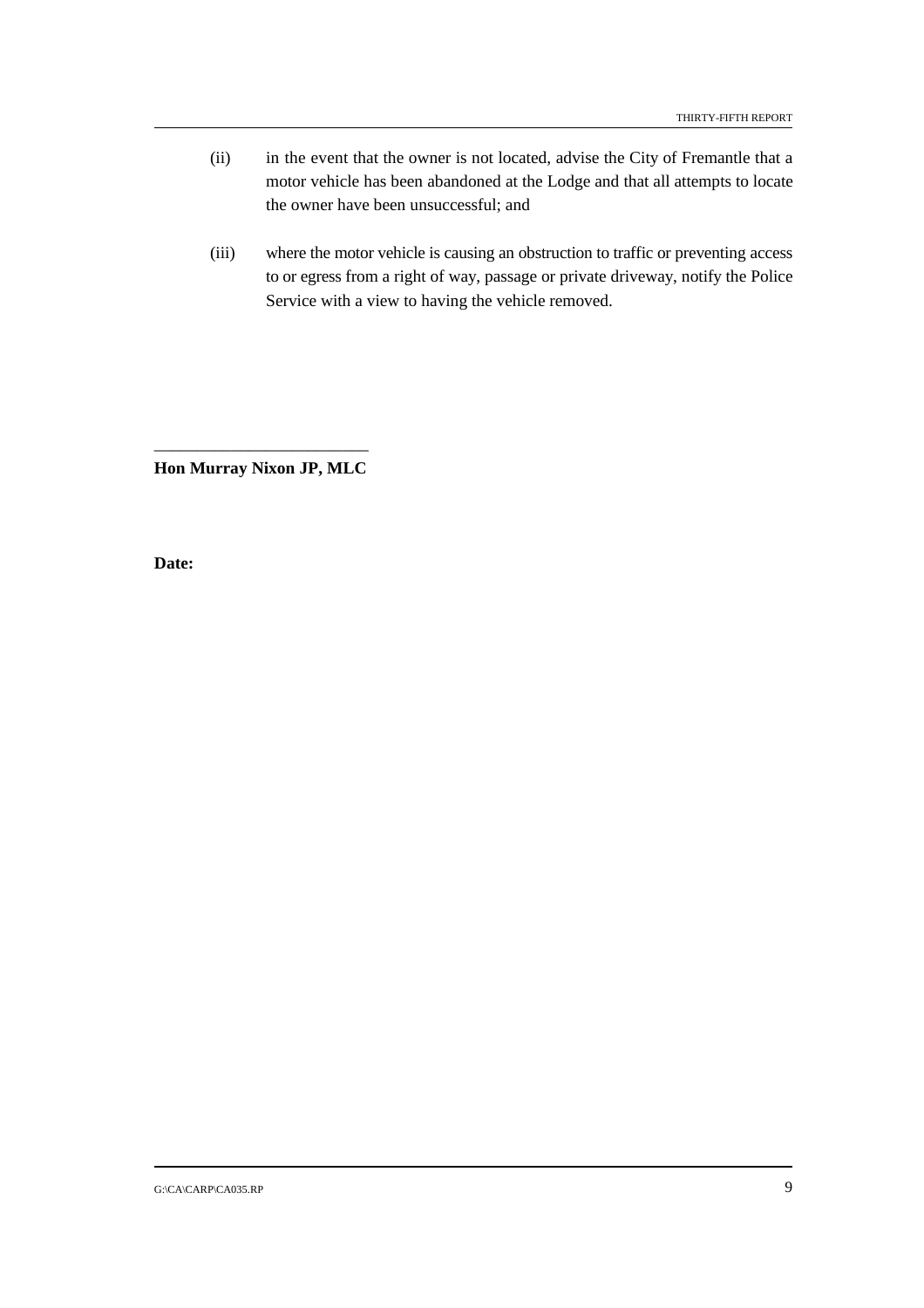(ii) in the event that the owner is not located, advise the City of Fremantle that a motor vehicle has been abandoned at the Lodge and that all attempts to locate the owner have been unsuccessful; and

(iii) where the motor vehicle is causing an obstruction to traffic or preventing access to or egress from a right of way, passage or private driveway, notify the Police Service with a view to having the vehicle removed.

\_\_\_\_\_\_\_\_\_\_\_\_\_\_\_\_\_\_\_\_\_\_\_\_\_\_

**Hon Murray Nixon JP, MLC**

**Date:**